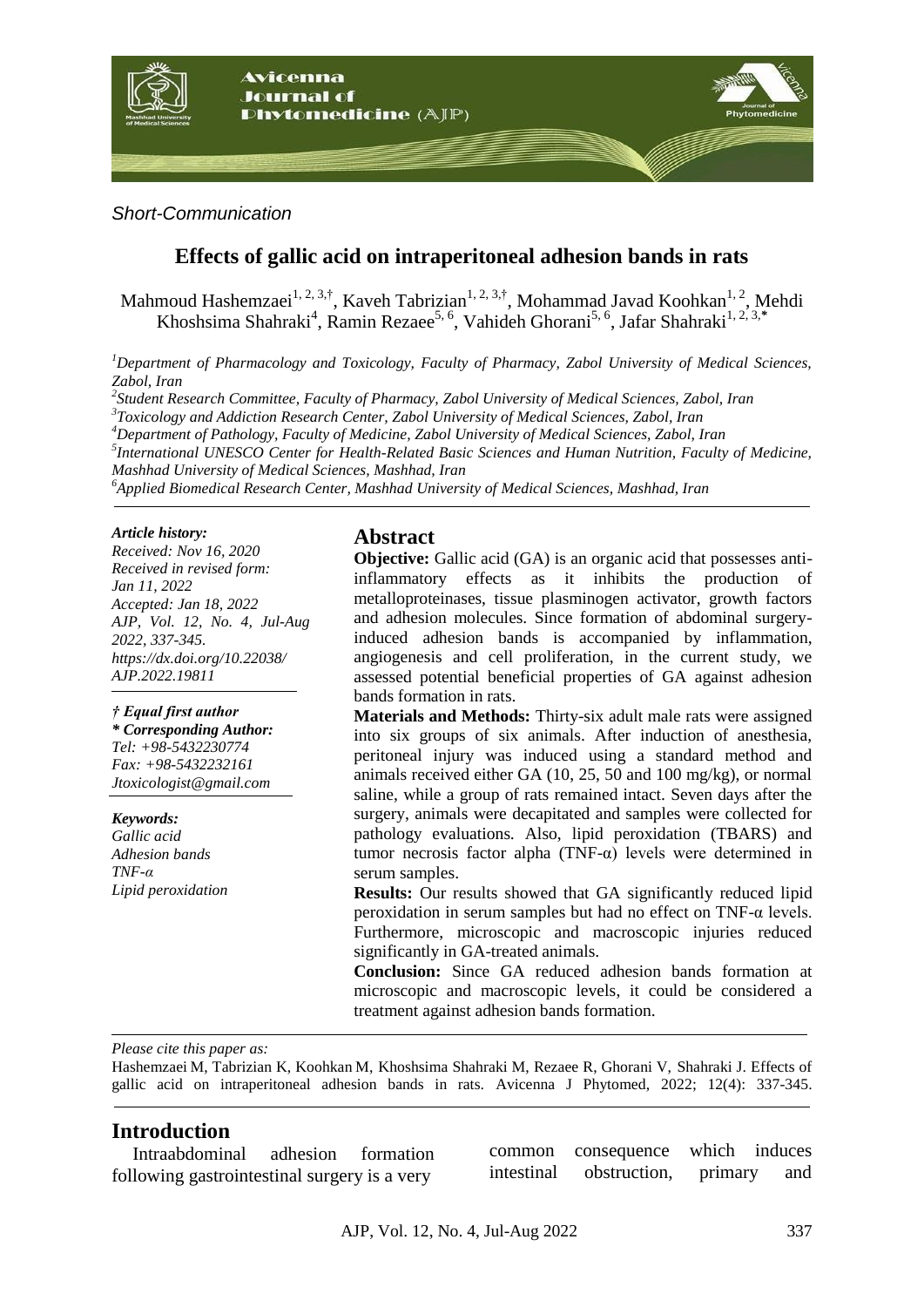*Short-Communication*

# Effects of gallic acid on intraperitoneal adhesion bands in rats

Mahmoud Hashemzaei[1, 2, 3,†], Kaveh Tabrizian[1, 2, 3,†], Mohammad Javad Koohkan[1, 2], Mehdi Khoshsima Shahraki[4], Ramin Rezaee[5, 6], Vahideh Ghorani[5, 6], Jafar Shahraki[1, 2, 3,*]

[1]*Department of Pharmacology and Toxicology, Faculty of Pharmacy, Zabol University of Medical Sciences, Zabol, Iran*
[2]*Student Research Committee, Faculty of Pharmacy, Zabol University of Medical Sciences, Zabol, Iran*
[3]*Toxicology and Addiction Research Center, Zabol University of Medical Sciences, Zabol, Iran*
[4]*Department of Pathology, Faculty of Medicine, Zabol University of Medical Sciences, Zabol, Iran*
[5]*International UNESCO Center for Health-Related Basic Sciences and Human Nutrition, Faculty of Medicine, Mashhad University of Medical Sciences, Mashhad, Iran*
[6]*Applied Biomedical Research Center, Mashhad University of Medical Sciences, Mashhad, Iran*

***Article history:***
*Received: Nov 16, 2020*
*Received in revised form: Jan 11, 2022*
*Accepted: Jan 18, 2022*
*AJP, Vol. 12, No. 4, Jul-Aug 2022, 337-345.*
*https://dx.doi.org/10.22038/AJP.2022.19811*

***† Equal first author***
***\* Corresponding Author:***
*Tel: +98-5432230774*
*Fax: +98-5432232161*
*Jtoxicologist@gmail.com*

***Keywords:***
*Gallic acid*
*Adhesion bands*
*TNF-α*
*Lipid peroxidation*

## Abstract

**Objective:** Gallic acid (GA) is an organic acid that possesses anti-inflammatory effects as it inhibits the production of metalloproteinases, tissue plasminogen activator, growth factors and adhesion molecules. Since formation of abdominal surgery-induced adhesion bands is accompanied by inflammation, angiogenesis and cell proliferation, in the current study, we assessed potential beneficial properties of GA against adhesion bands formation in rats.

**Materials and Methods:** Thirty-six adult male rats were assigned into six groups of six animals. After induction of anesthesia, peritoneal injury was induced using a standard method and animals received either GA (10, 25, 50 and 100 mg/kg), or normal saline, while a group of rats remained intact. Seven days after the surgery, animals were decapitated and samples were collected for pathology evaluations. Also, lipid peroxidation (TBARS) and tumor necrosis factor alpha (TNF-α) levels were determined in serum samples.

**Results:** Our results showed that GA significantly reduced lipid peroxidation in serum samples but had no effect on TNF-α levels. Furthermore, microscopic and macroscopic injuries reduced significantly in GA-treated animals.

**Conclusion:** Since GA reduced adhesion bands formation at microscopic and macroscopic levels, it could be considered a treatment against adhesion bands formation.

*Please cite this paper as:*
Hashemzaei M, Tabrizian K, Koohkan M, Khoshsima Shahraki M, Rezaee R, Ghorani V, Shahraki J. Effects of gallic acid on intraperitoneal adhesion bands in rats. Avicenna J Phytomed, 2022; 12(4): 337-345.

## Introduction

Intraabdominal adhesion formation following gastrointestinal surgery is a very common consequence which induces intestinal obstruction, primary and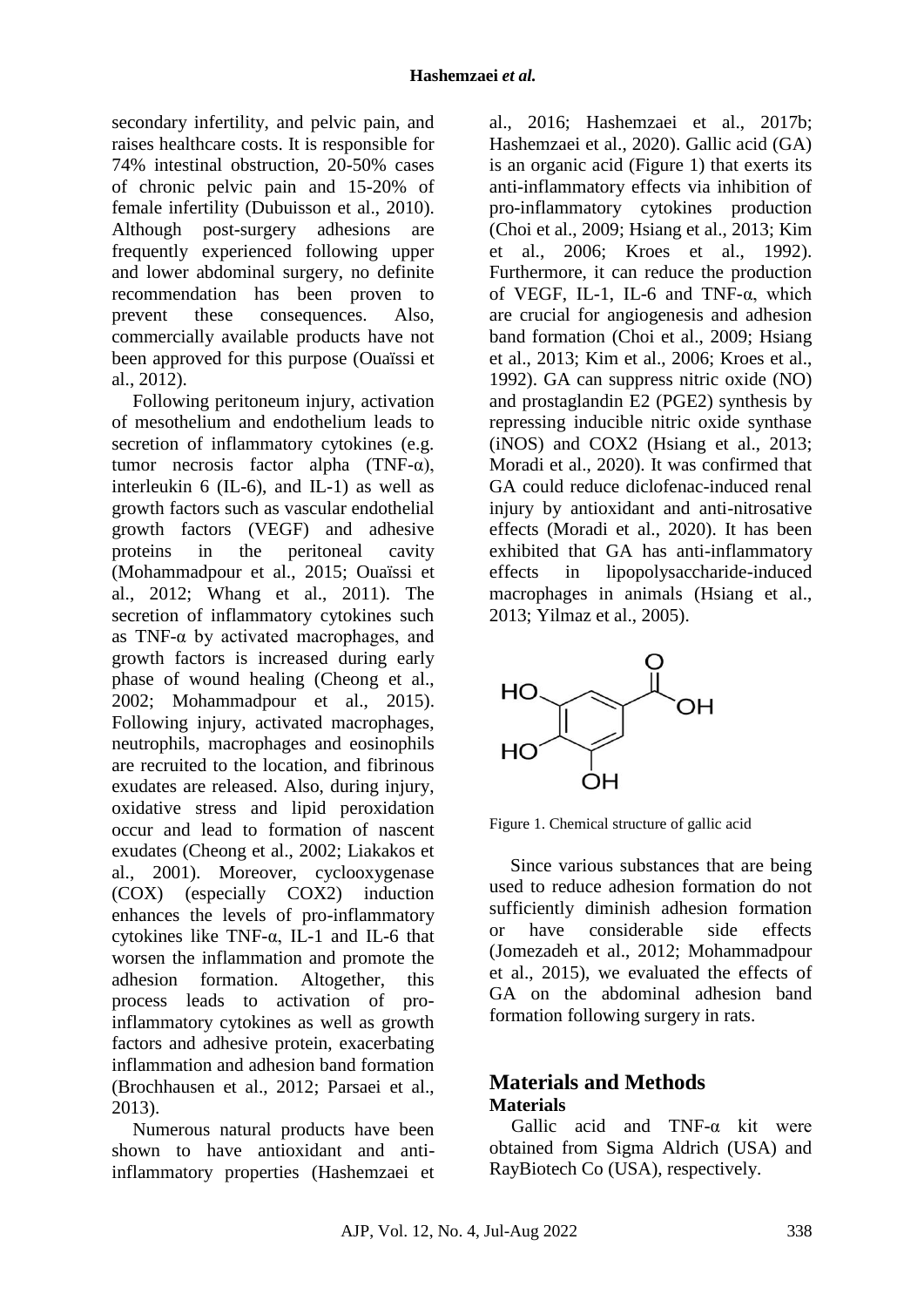secondary infertility, and pelvic pain, and raises healthcare costs. It is responsible for 74% intestinal obstruction, 20-50% cases of chronic pelvic pain and 15-20% of female infertility (Dubuisson et al., 2010). Although post-surgery adhesions are frequently experienced following upper and lower abdominal surgery, no definite recommendation has been proven to prevent these consequences. Also, commercially available products have not been approved for this purpose (Ouaïssi et al., 2012).

Following peritoneum injury, activation of mesothelium and endothelium leads to secretion of inflammatory cytokines (e.g. tumor necrosis factor alpha (TNF-α), interleukin 6 (IL-6), and IL-1) as well as growth factors such as vascular endothelial growth factors (VEGF) and adhesive proteins in the peritoneal cavity (Mohammadpour et al., 2015; Ouaïssi et al., 2012; Whang et al., 2011). The secretion of inflammatory cytokines such as TNF-α by activated macrophages, and growth factors is increased during early phase of wound healing (Cheong et al., 2002; Mohammadpour et al., 2015). Following injury, activated macrophages, neutrophils, macrophages and eosinophils are recruited to the location, and fibrinous exudates are released. Also, during injury, oxidative stress and lipid peroxidation occur and lead to formation of nascent exudates (Cheong et al., 2002; Liakakos et al., 2001). Moreover, cyclooxygenase (COX) (especially COX2) induction enhances the levels of pro-inflammatory cytokines like TNF-α, IL-1 and IL-6 that worsen the inflammation and promote the adhesion formation. Altogether, this process leads to activation of pro-inflammatory cytokines as well as growth factors and adhesive protein, exacerbating inflammation and adhesion band formation (Brochhausen et al., 2012; Parsaei et al., 2013).

Numerous natural products have been shown to have antioxidant and anti-inflammatory properties (Hashemzaei et al., 2016; Hashemzaei et al., 2017b; Hashemzaei et al., 2020). Gallic acid (GA) is an organic acid (Figure 1) that exerts its anti-inflammatory effects via inhibition of pro-inflammatory cytokines production (Choi et al., 2009; Hsiang et al., 2013; Kim et al., 2006; Kroes et al., 1992). Furthermore, it can reduce the production of VEGF, IL-1, IL-6 and TNF-α, which are crucial for angiogenesis and adhesion band formation (Choi et al., 2009; Hsiang et al., 2013; Kim et al., 2006; Kroes et al., 1992). GA can suppress nitric oxide (NO) and prostaglandin E2 (PGE2) synthesis by repressing inducible nitric oxide synthase (iNOS) and COX2 (Hsiang et al., 2013; Moradi et al., 2020). It was confirmed that GA could reduce diclofenac-induced renal injury by antioxidant and anti-nitrosative effects (Moradi et al., 2020). It has been exhibited that GA has anti-inflammatory effects in lipopolysaccharide-induced macrophages in animals (Hsiang et al., 2013; Yilmaz et al., 2005).

Figure 1. Chemical structure of gallic acid

Since various substances that are being used to reduce adhesion formation do not sufficiently diminish adhesion formation or have considerable side effects (Jomezadeh et al., 2012; Mohammadpour et al., 2015), we evaluated the effects of GA on the abdominal adhesion band formation following surgery in rats.

## Materials and Methods

### Materials

Gallic acid and TNF-α kit were obtained from Sigma Aldrich (USA) and RayBiotech Co (USA), respectively.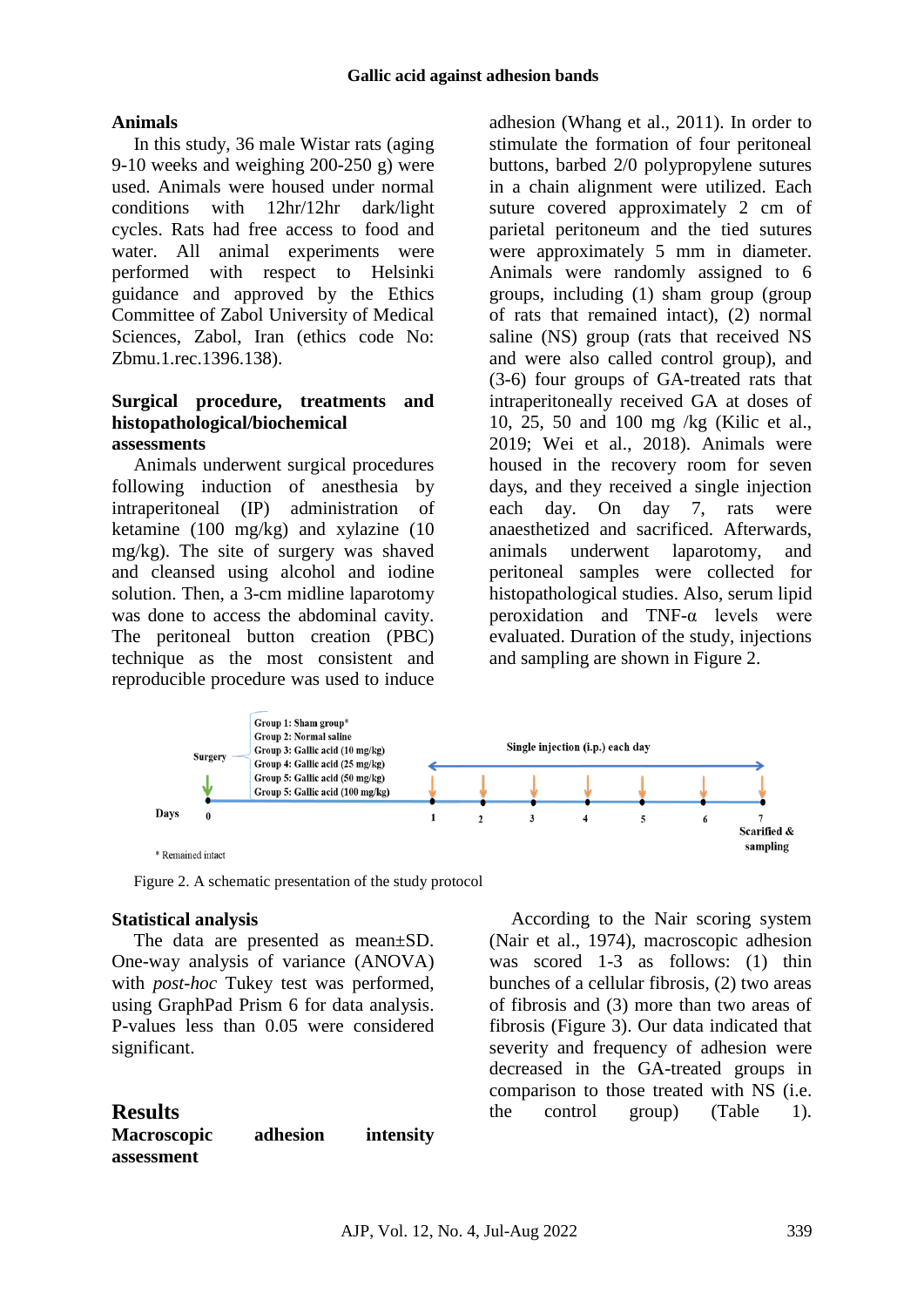## Animals

In this study, 36 male Wistar rats (aging 9-10 weeks and weighing 200-250 g) were used. Animals were housed under normal conditions with 12hr/12hr dark/light cycles. Rats had free access to food and water. All animal experiments were performed with respect to Helsinki guidance and approved by the Ethics Committee of Zabol University of Medical Sciences, Zabol, Iran (ethics code No: Zbmu.1.rec.1396.138).

## Surgical procedure, treatments and histopathological/biochemical assessments

Animals underwent surgical procedures following induction of anesthesia by intraperitoneal (IP) administration of ketamine (100 mg/kg) and xylazine (10 mg/kg). The site of surgery was shaved and cleansed using alcohol and iodine solution. Then, a 3-cm midline laparotomy was done to access the abdominal cavity. The peritoneal button creation (PBC) technique as the most consistent and reproducible procedure was used to induce adhesion (Whang et al., 2011). In order to stimulate the formation of four peritoneal buttons, barbed 2/0 polypropylene sutures in a chain alignment were utilized. Each suture covered approximately 2 cm of parietal peritoneum and the tied sutures were approximately 5 mm in diameter. Animals were randomly assigned to 6 groups, including (1) sham group (group of rats that remained intact), (2) normal saline (NS) group (rats that received NS and were also called control group), and (3-6) four groups of GA-treated rats that intraperitoneally received GA at doses of 10, 25, 50 and 100 mg /kg (Kilic et al., 2019; Wei et al., 2018). Animals were housed in the recovery room for seven days, and they received a single injection each day. On day 7, rats were anaesthetized and sacrificed. Afterwards, animals underwent laparotomy, and peritoneal samples were collected for histopathological studies. Also, serum lipid peroxidation and TNF-α levels were evaluated. Duration of the study, injections and sampling are shown in Figure 2.

Surgery — Group 1: Sham group*, Group 2: Normal saline, Group 3: Gallic acid (10 mg/kg), Group 4: Gallic acid (25 mg/kg), Group 5: Gallic acid (50 mg/kg), Group 5: Gallic acid (100 mg/kg)

Single injection (i.p.) each day

Days: 0, 1, 2, 3, 4, 5, 6, 7 — Scarified & sampling

* Remained intact

Figure 2. A schematic presentation of the study protocol

## Statistical analysis

The data are presented as mean±SD. One-way analysis of variance (ANOVA) with *post-hoc* Tukey test was performed, using GraphPad Prism 6 for data analysis. P-values less than 0.05 were considered significant.

# Results

## Macroscopic adhesion intensity assessment

According to the Nair scoring system (Nair et al., 1974), macroscopic adhesion was scored 1-3 as follows: (1) thin bunches of a cellular fibrosis, (2) two areas of fibrosis and (3) more than two areas of fibrosis (Figure 3). Our data indicated that severity and frequency of adhesion were decreased in the GA-treated groups in comparison to those treated with NS (i.e. the control group) (Table 1).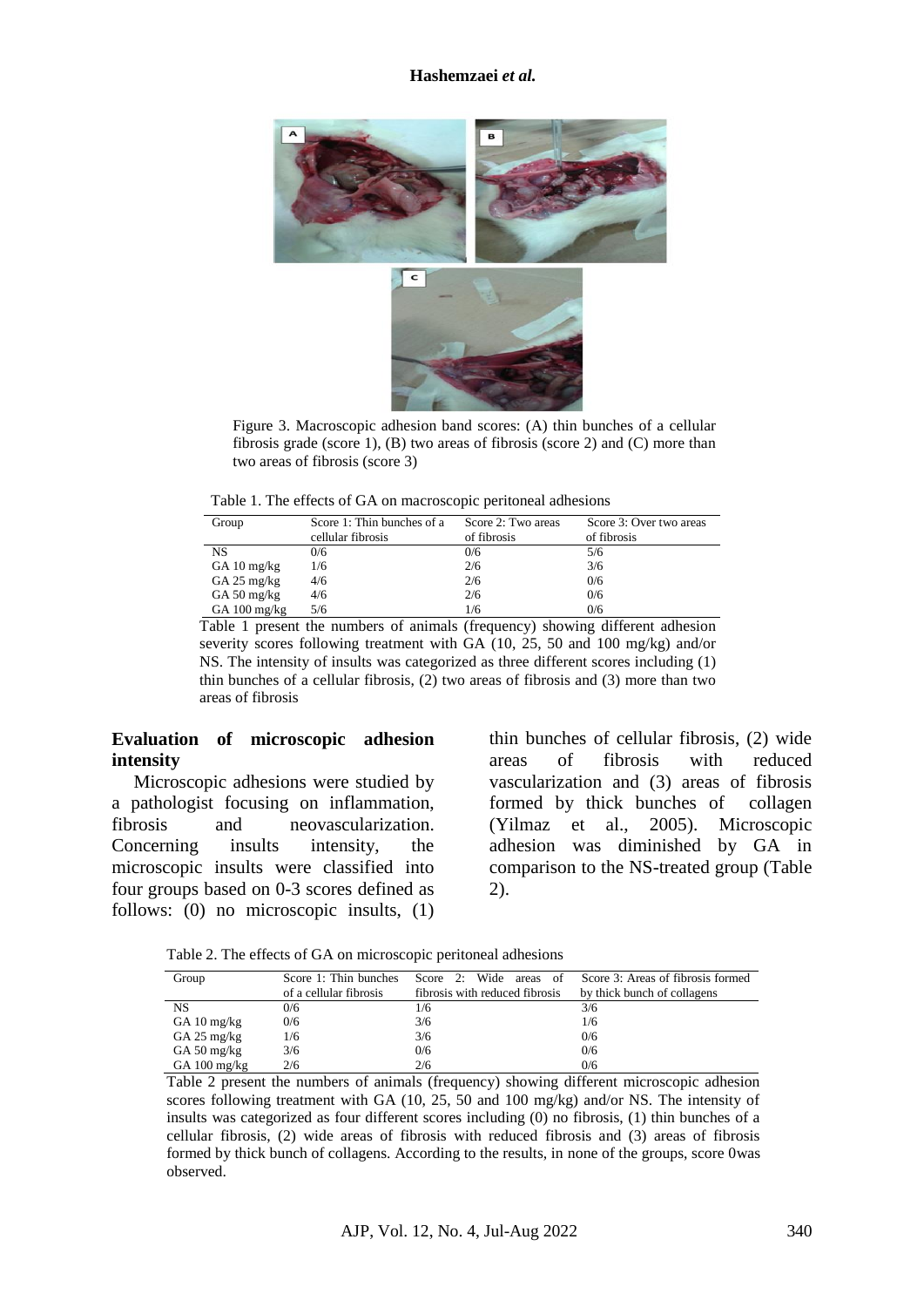Figure 3. Macroscopic adhesion band scores: (A) thin bunches of a cellular fibrosis grade (score 1), (B) two areas of fibrosis (score 2) and (C) more than two areas of fibrosis (score 3)

Table 1. The effects of GA on macroscopic peritoneal adhesions

| Group | Score 1: Thin bunches of a cellular fibrosis | Score 2: Two areas of fibrosis | Score 3: Over two areas of fibrosis |
|---|---|---|---|
| NS | 0/6 | 0/6 | 5/6 |
| GA 10 mg/kg | 1/6 | 2/6 | 3/6 |
| GA 25 mg/kg | 4/6 | 2/6 | 0/6 |
| GA 50 mg/kg | 4/6 | 2/6 | 0/6 |
| GA 100 mg/kg | 5/6 | 1/6 | 0/6 |

Table 1 present the numbers of animals (frequency) showing different adhesion severity scores following treatment with GA (10, 25, 50 and 100 mg/kg) and/or NS. The intensity of insults was categorized as three different scores including (1) thin bunches of a cellular fibrosis, (2) two areas of fibrosis and (3) more than two areas of fibrosis

## Evaluation of microscopic adhesion intensity

Microscopic adhesions were studied by a pathologist focusing on inflammation, fibrosis and neovascularization. Concerning insults intensity, the microscopic insults were classified into four groups based on 0-3 scores defined as follows: (0) no microscopic insults, (1) thin bunches of cellular fibrosis, (2) wide areas of fibrosis with reduced vascularization and (3) areas of fibrosis formed by thick bunches of collagen (Yilmaz et al., 2005). Microscopic adhesion was diminished by GA in comparison to the NS-treated group (Table 2).

Table 2. The effects of GA on microscopic peritoneal adhesions

| Group | Score 1: Thin bunches of a cellular fibrosis | Score 2: Wide areas of fibrosis with reduced fibrosis | Score 3: Areas of fibrosis formed by thick bunch of collagens |
|---|---|---|---|
| NS | 0/6 | 1/6 | 3/6 |
| GA 10 mg/kg | 0/6 | 3/6 | 1/6 |
| GA 25 mg/kg | 1/6 | 3/6 | 0/6 |
| GA 50 mg/kg | 3/6 | 0/6 | 0/6 |
| GA 100 mg/kg | 2/6 | 2/6 | 0/6 |

Table 2 present the numbers of animals (frequency) showing different microscopic adhesion scores following treatment with GA (10, 25, 50 and 100 mg/kg) and/or NS. The intensity of insults was categorized as four different scores including (0) no fibrosis, (1) thin bunches of a cellular fibrosis, (2) wide areas of fibrosis with reduced fibrosis and (3) areas of fibrosis formed by thick bunch of collagens. According to the results, in none of the groups, score 0was observed.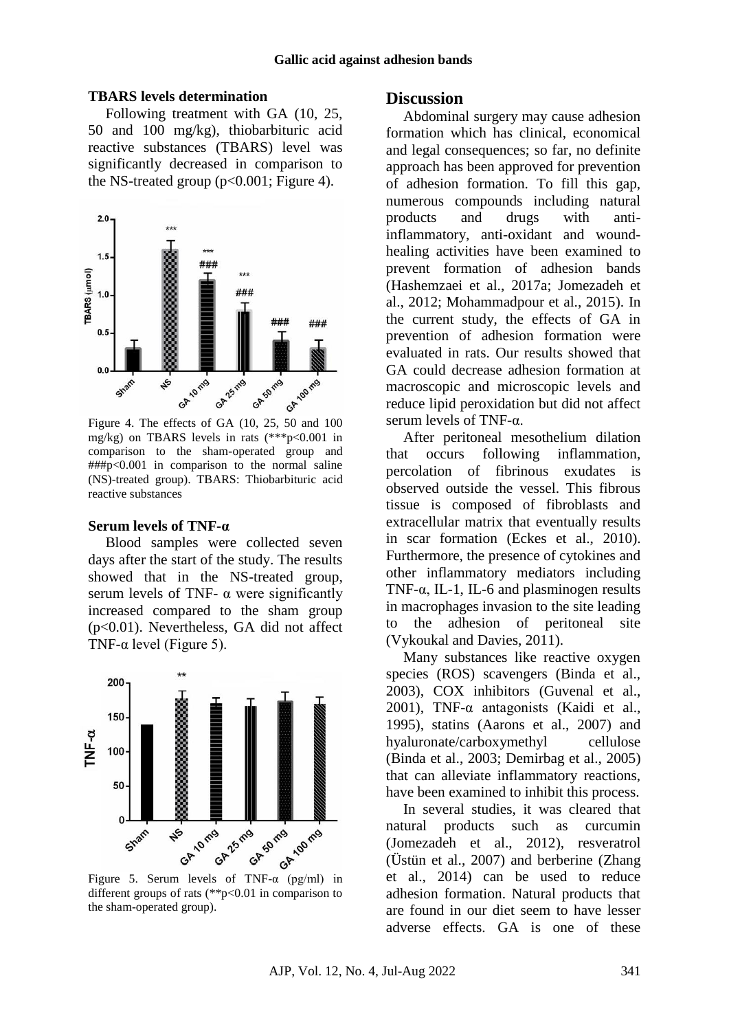### TBARS levels determination

Following treatment with GA (10, 25, 50 and 100 mg/kg), thiobarbituric acid reactive substances (TBARS) level was significantly decreased in comparison to the NS-treated group ($p<0.001$; Figure 4).

Figure 4. The effects of GA (10, 25, 50 and 100 mg/kg) on TBARS levels in rats (***p<0.001 in comparison to the sham-operated group and ###p<0.001 in comparison to the normal saline (NS)-treated group). TBARS: Thiobarbituric acid reactive substances

### Serum levels of TNF-α

Blood samples were collected seven days after the start of the study. The results showed that in the NS-treated group, serum levels of TNF- α were significantly increased compared to the sham group ($p<0.01$). Nevertheless, GA did not affect TNF-α level (Figure 5).

Figure 5. Serum levels of TNF-α (pg/ml) in different groups of rats (**p<0.01 in comparison to the sham-operated group).

## Discussion

Abdominal surgery may cause adhesion formation which has clinical, economical and legal consequences; so far, no definite approach has been approved for prevention of adhesion formation. To fill this gap, numerous compounds including natural products and drugs with anti-inflammatory, anti-oxidant and wound-healing activities have been examined to prevent formation of adhesion bands (Hashemzaei et al., 2017a; Jomezadeh et al., 2012; Mohammadpour et al., 2015). In the current study, the effects of GA in prevention of adhesion formation were evaluated in rats. Our results showed that GA could decrease adhesion formation at macroscopic and microscopic levels and reduce lipid peroxidation but did not affect serum levels of TNF-α.

After peritoneal mesothelium dilation that occurs following inflammation, percolation of fibrinous exudates is observed outside the vessel. This fibrous tissue is composed of fibroblasts and extracellular matrix that eventually results in scar formation (Eckes et al., 2010). Furthermore, the presence of cytokines and other inflammatory mediators including TNF-α, IL-1, IL-6 and plasminogen results in macrophages invasion to the site leading to the adhesion of peritoneal site (Vykoukal and Davies, 2011).

Many substances like reactive oxygen species (ROS) scavengers (Binda et al., 2003), COX inhibitors (Guvenal et al., 2001), TNF-α antagonists (Kaidi et al., 1995), statins (Aarons et al., 2007) and hyaluronate/carboxymethyl cellulose (Binda et al., 2003; Demirbag et al., 2005) that can alleviate inflammatory reactions, have been examined to inhibit this process.

In several studies, it was cleared that natural products such as curcumin (Jomezadeh et al., 2012), resveratrol (Üstün et al., 2007) and berberine (Zhang et al., 2014) can be used to reduce adhesion formation. Natural products that are found in our diet seem to have lesser adverse effects. GA is one of these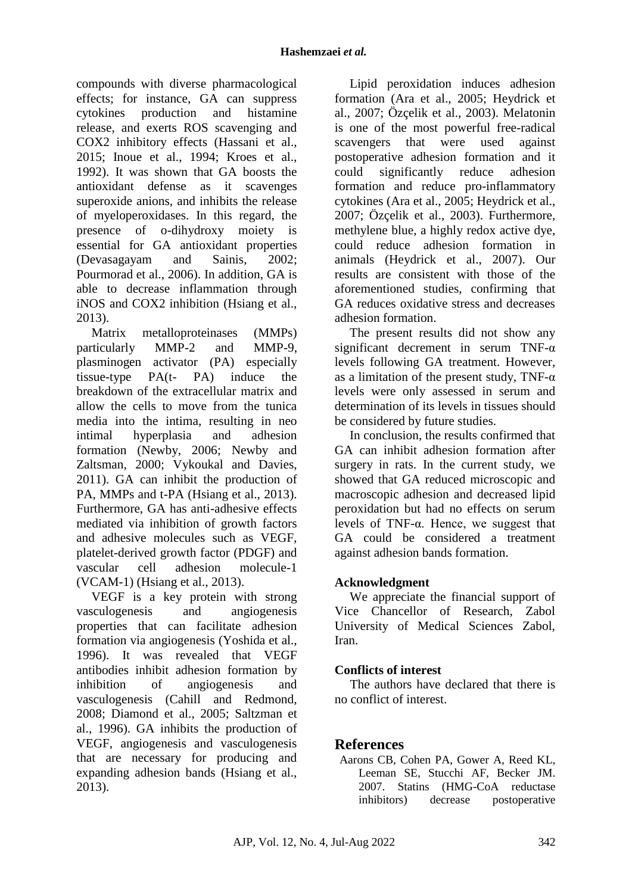compounds with diverse pharmacological effects; for instance, GA can suppress cytokines production and histamine release, and exerts ROS scavenging and COX2 inhibitory effects (Hassani et al., 2015; Inoue et al., 1994; Kroes et al., 1992). It was shown that GA boosts the antioxidant defense as it scavenges superoxide anions, and inhibits the release of myeloperoxidases. In this regard, the presence of o-dihydroxy moiety is essential for GA antioxidant properties (Devasagayam and Sainis, 2002; Pourmorad et al., 2006). In addition, GA is able to decrease inflammation through iNOS and COX2 inhibition (Hsiang et al., 2013).

Matrix metalloproteinases (MMPs) particularly MMP-2 and MMP-9, plasminogen activator (PA) especially tissue-type PA(t- PA) induce the breakdown of the extracellular matrix and allow the cells to move from the tunica media into the intima, resulting in neo intimal hyperplasia and adhesion formation (Newby, 2006; Newby and Zaltsman, 2000; Vykoukal and Davies, 2011). GA can inhibit the production of PA, MMPs and t-PA (Hsiang et al., 2013). Furthermore, GA has anti-adhesive effects mediated via inhibition of growth factors and adhesive molecules such as VEGF, platelet-derived growth factor (PDGF) and vascular cell adhesion molecule-1 (VCAM-1) (Hsiang et al., 2013).

VEGF is a key protein with strong vasculogenesis and angiogenesis properties that can facilitate adhesion formation via angiogenesis (Yoshida et al., 1996). It was revealed that VEGF antibodies inhibit adhesion formation by inhibition of angiogenesis and vasculogenesis (Cahill and Redmond, 2008; Diamond et al., 2005; Saltzman et al., 1996). GA inhibits the production of VEGF, angiogenesis and vasculogenesis that are necessary for producing and expanding adhesion bands (Hsiang et al., 2013).

Lipid peroxidation induces adhesion formation (Ara et al., 2005; Heydrick et al., 2007; Özçelik et al., 2003). Melatonin is one of the most powerful free-radical scavengers that were used against postoperative adhesion formation and it could significantly reduce adhesion formation and reduce pro-inflammatory cytokines (Ara et al., 2005; Heydrick et al., 2007; Özçelik et al., 2003). Furthermore, methylene blue, a highly redox active dye, could reduce adhesion formation in animals (Heydrick et al., 2007). Our results are consistent with those of the aforementioned studies, confirming that GA reduces oxidative stress and decreases adhesion formation.

The present results did not show any significant decrement in serum TNF-α levels following GA treatment. However, as a limitation of the present study, TNF-α levels were only assessed in serum and determination of its levels in tissues should be considered by future studies.

In conclusion, the results confirmed that GA can inhibit adhesion formation after surgery in rats. In the current study, we showed that GA reduced microscopic and macroscopic adhesion and decreased lipid peroxidation but had no effects on serum levels of TNF-α. Hence, we suggest that GA could be considered a treatment against adhesion bands formation.

### Acknowledgment

We appreciate the financial support of Vice Chancellor of Research, Zabol University of Medical Sciences Zabol, Iran.

### Conflicts of interest

The authors have declared that there is no conflict of interest.

## References

Aarons CB, Cohen PA, Gower A, Reed KL, Leeman SE, Stucchi AF, Becker JM. 2007. Statins (HMG-CoA reductase inhibitors) decrease postoperative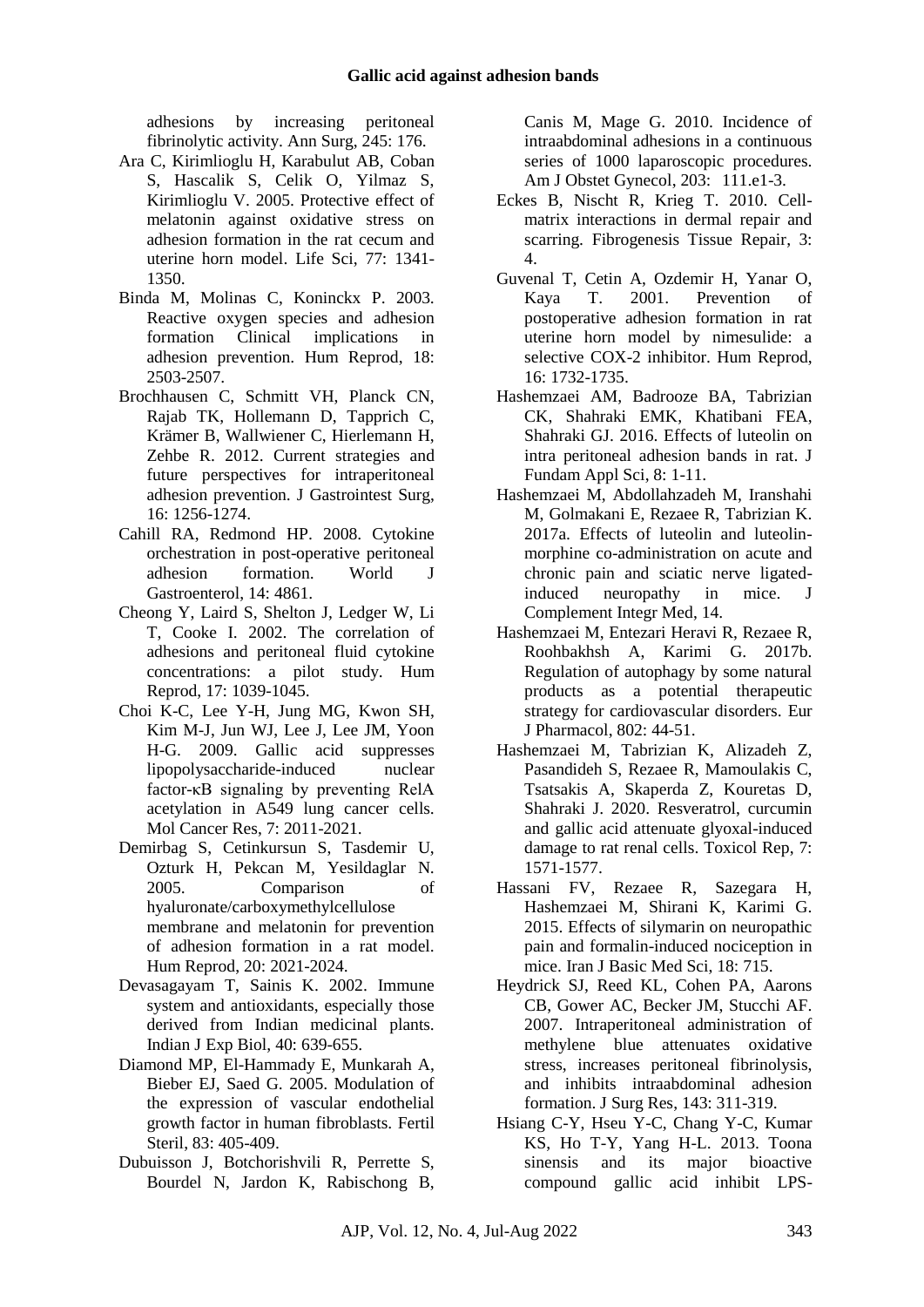adhesions by increasing peritoneal fibrinolytic activity. Ann Surg, 245: 176.

Ara C, Kirimlioglu H, Karabulut AB, Coban S, Hascalik S, Celik O, Yilmaz S, Kirimlioglu V. 2005. Protective effect of melatonin against oxidative stress on adhesion formation in the rat cecum and uterine horn model. Life Sci, 77: 1341-1350.

Binda M, Molinas C, Koninckx P. 2003. Reactive oxygen species and adhesion formation Clinical implications in adhesion prevention. Hum Reprod, 18: 2503-2507.

Brochhausen C, Schmitt VH, Planck CN, Rajab TK, Hollemann D, Tapprich C, Krämer B, Wallwiener C, Hierlemann H, Zehbe R. 2012. Current strategies and future perspectives for intraperitoneal adhesion prevention. J Gastrointest Surg, 16: 1256-1274.

Cahill RA, Redmond HP. 2008. Cytokine orchestration in post-operative peritoneal adhesion formation. World J Gastroenterol, 14: 4861.

Cheong Y, Laird S, Shelton J, Ledger W, Li T, Cooke I. 2002. The correlation of adhesions and peritoneal fluid cytokine concentrations: a pilot study. Hum Reprod, 17: 1039-1045.

Choi K-C, Lee Y-H, Jung MG, Kwon SH, Kim M-J, Jun WJ, Lee J, Lee JM, Yoon H-G. 2009. Gallic acid suppresses lipopolysaccharide-induced nuclear factor-κB signaling by preventing RelA acetylation in A549 lung cancer cells. Mol Cancer Res, 7: 2011-2021.

Demirbag S, Cetinkursun S, Tasdemir U, Ozturk H, Pekcan M, Yesildaglar N. 2005. Comparison of hyaluronate/carboxymethylcellulose membrane and melatonin for prevention of adhesion formation in a rat model. Hum Reprod, 20: 2021-2024.

Devasagayam T, Sainis K. 2002. Immune system and antioxidants, especially those derived from Indian medicinal plants. Indian J Exp Biol, 40: 639-655.

Diamond MP, El-Hammady E, Munkarah A, Bieber EJ, Saed G. 2005. Modulation of the expression of vascular endothelial growth factor in human fibroblasts. Fertil Steril, 83: 405-409.

Dubuisson J, Botchorishvili R, Perrette S, Bourdel N, Jardon K, Rabischong B, Canis M, Mage G. 2010. Incidence of intraabdominal adhesions in a continuous series of 1000 laparoscopic procedures. Am J Obstet Gynecol, 203: 111.e1-3.

Eckes B, Nischt R, Krieg T. 2010. Cell-matrix interactions in dermal repair and scarring. Fibrogenesis Tissue Repair, 3: 4.

Guvenal T, Cetin A, Ozdemir H, Yanar O, Kaya T. 2001. Prevention of postoperative adhesion formation in rat uterine horn model by nimesulide: a selective COX-2 inhibitor. Hum Reprod, 16: 1732-1735.

Hashemzaei AM, Badrooze BA, Tabrizian CK, Shahraki EMK, Khatibani FEA, Shahraki GJ. 2016. Effects of luteolin on intra peritoneal adhesion bands in rat. J Fundam Appl Sci, 8: 1-11.

Hashemzaei M, Abdollahzadeh M, Iranshahi M, Golmakani E, Rezaee R, Tabrizian K. 2017a. Effects of luteolin and luteolin-morphine co-administration on acute and chronic pain and sciatic nerve ligated-induced neuropathy in mice. J Complement Integr Med, 14.

Hashemzaei M, Entezari Heravi R, Rezaee R, Roohbakhsh A, Karimi G. 2017b. Regulation of autophagy by some natural products as a potential therapeutic strategy for cardiovascular disorders. Eur J Pharmacol, 802: 44-51.

Hashemzaei M, Tabrizian K, Alizadeh Z, Pasandideh S, Rezaee R, Mamoulakis C, Tsatsakis A, Skaperda Z, Kouretas D, Shahraki J. 2020. Resveratrol, curcumin and gallic acid attenuate glyoxal-induced damage to rat renal cells. Toxicol Rep, 7: 1571-1577.

Hassani FV, Rezaee R, Sazegara H, Hashemzaei M, Shirani K, Karimi G. 2015. Effects of silymarin on neuropathic pain and formalin-induced nociception in mice. Iran J Basic Med Sci, 18: 715.

Heydrick SJ, Reed KL, Cohen PA, Aarons CB, Gower AC, Becker JM, Stucchi AF. 2007. Intraperitoneal administration of methylene blue attenuates oxidative stress, increases peritoneal fibrinolysis, and inhibits intraabdominal adhesion formation. J Surg Res, 143: 311-319.

Hsiang C-Y, Hseu Y-C, Chang Y-C, Kumar KS, Ho T-Y, Yang H-L. 2013. Toona sinensis and its major bioactive compound gallic acid inhibit LPS-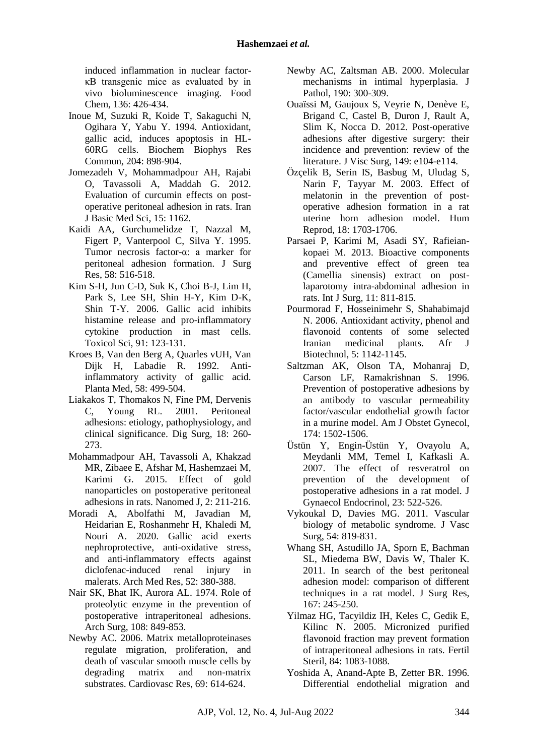induced inflammation in nuclear factor-κB transgenic mice as evaluated by in vivo bioluminescence imaging. Food Chem, 136: 426-434.

Inoue M, Suzuki R, Koide T, Sakaguchi N, Ogihara Y, Yabu Y. 1994. Antioxidant, gallic acid, induces apoptosis in HL-60RG cells. Biochem Biophys Res Commun, 204: 898-904.

Jomezadeh V, Mohammadpour AH, Rajabi O, Tavassoli A, Maddah G. 2012. Evaluation of curcumin effects on post-operative peritoneal adhesion in rats. Iran J Basic Med Sci, 15: 1162.

Kaidi AA, Gurchumelidze T, Nazzal M, Figert P, Vanterpool C, Silva Y. 1995. Tumor necrosis factor-α: a marker for peritoneal adhesion formation. J Surg Res, 58: 516-518.

Kim S-H, Jun C-D, Suk K, Choi B-J, Lim H, Park S, Lee SH, Shin H-Y, Kim D-K, Shin T-Y. 2006. Gallic acid inhibits histamine release and pro-inflammatory cytokine production in mast cells. Toxicol Sci, 91: 123-131.

Kroes B, Van den Berg A, Quarles vUH, Van Dijk H, Labadie R. 1992. Anti-inflammatory activity of gallic acid. Planta Med, 58: 499-504.

Liakakos T, Thomakos N, Fine PM, Dervenis C, Young RL. 2001. Peritoneal adhesions: etiology, pathophysiology, and clinical significance. Dig Surg, 18: 260-273.

Mohammadpour AH, Tavassoli A, Khakzad MR, Zibaee E, Afshar M, Hashemzaei M, Karimi G. 2015. Effect of gold nanoparticles on postoperative peritoneal adhesions in rats. Nanomed J, 2: 211-216.

Moradi A, Abolfathi M, Javadian M, Heidarian E, Roshanmehr H, Khaledi M, Nouri A. 2020. Gallic acid exerts nephroprotective, anti-oxidative stress, and anti-inflammatory effects against diclofenac-induced renal injury in malerats. Arch Med Res, 52: 380-388.

Nair SK, Bhat IK, Aurora AL. 1974. Role of proteolytic enzyme in the prevention of postoperative intraperitoneal adhesions. Arch Surg, 108: 849-853.

Newby AC. 2006. Matrix metalloproteinases regulate migration, proliferation, and death of vascular smooth muscle cells by degrading matrix and non-matrix substrates. Cardiovasc Res, 69: 614-624.

Newby AC, Zaltsman AB. 2000. Molecular mechanisms in intimal hyperplasia. J Pathol, 190: 300-309.

Ouaïssi M, Gaujoux S, Veyrie N, Denève E, Brigand C, Castel B, Duron J, Rault A, Slim K, Nocca D. 2012. Post-operative adhesions after digestive surgery: their incidence and prevention: review of the literature. J Visc Surg, 149: e104-e114.

Özçelik B, Serin IS, Basbug M, Uludag S, Narin F, Tayyar M. 2003. Effect of melatonin in the prevention of post-operative adhesion formation in a rat uterine horn adhesion model. Hum Reprod, 18: 1703-1706.

Parsaei P, Karimi M, Asadi SY, Rafieian-kopaei M. 2013. Bioactive components and preventive effect of green tea (Camellia sinensis) extract on post-laparotomy intra-abdominal adhesion in rats. Int J Surg, 11: 811-815.

Pourmorad F, Hosseinimehr S, Shahabimajd N. 2006. Antioxidant activity, phenol and flavonoid contents of some selected Iranian medicinal plants. Afr J Biotechnol, 5: 1142-1145.

Saltzman AK, Olson TA, Mohanraj D, Carson LF, Ramakrishnan S. 1996. Prevention of postoperative adhesions by an antibody to vascular permeability factor/vascular endothelial growth factor in a murine model. Am J Obstet Gynecol, 174: 1502-1506.

Üstün Y, Engin-Üstün Y, Ovayolu A, Meydanli MM, Temel I, Kafkasli A. 2007. The effect of resveratrol on prevention of the development of postoperative adhesions in a rat model. J Gynaecol Endocrinol, 23: 522-526.

Vykoukal D, Davies MG. 2011. Vascular biology of metabolic syndrome. J Vasc Surg, 54: 819-831.

Whang SH, Astudillo JA, Sporn E, Bachman SL, Miedema BW, Davis W, Thaler K. 2011. In search of the best peritoneal adhesion model: comparison of different techniques in a rat model. J Surg Res, 167: 245-250.

Yilmaz HG, Tacyildiz IH, Keles C, Gedik E, Kilinc N. 2005. Micronized purified flavonoid fraction may prevent formation of intraperitoneal adhesions in rats. Fertil Steril, 84: 1083-1088.

Yoshida A, Anand-Apte B, Zetter BR. 1996. Differential endothelial migration and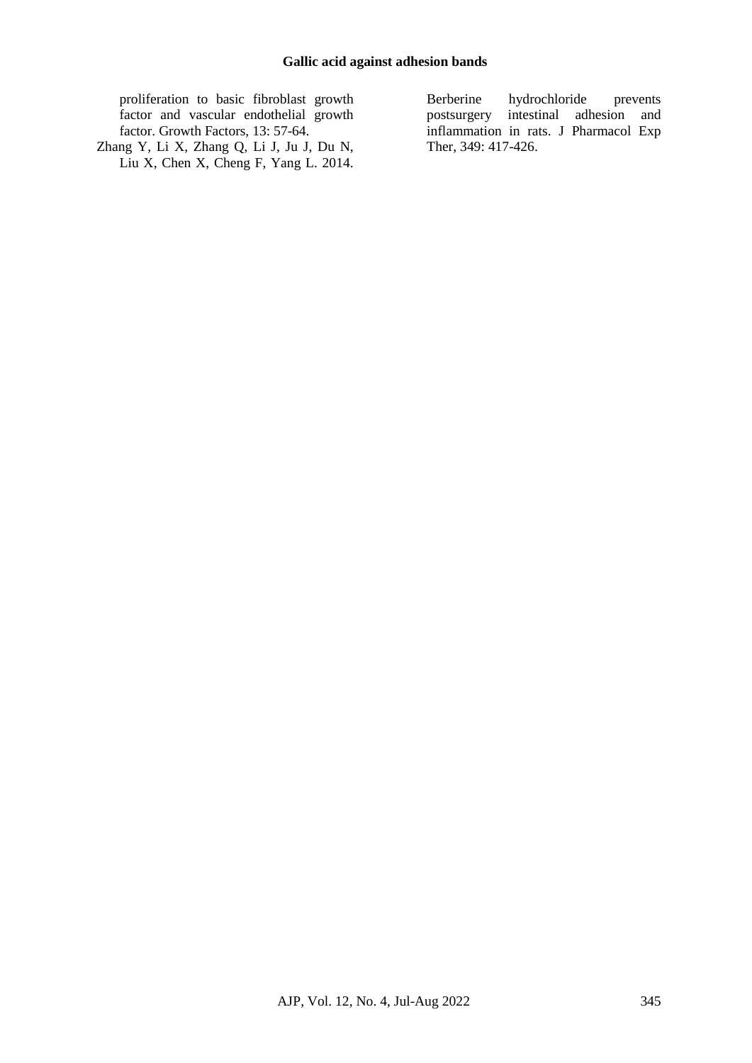proliferation to basic fibroblast growth factor and vascular endothelial growth factor. Growth Factors, 13: 57-64.

Zhang Y, Li X, Zhang Q, Li J, Ju J, Du N, Liu X, Chen X, Cheng F, Yang L. 2014. Berberine hydrochloride prevents postsurgery intestinal adhesion and inflammation in rats. J Pharmacol Exp Ther, 349: 417-426.